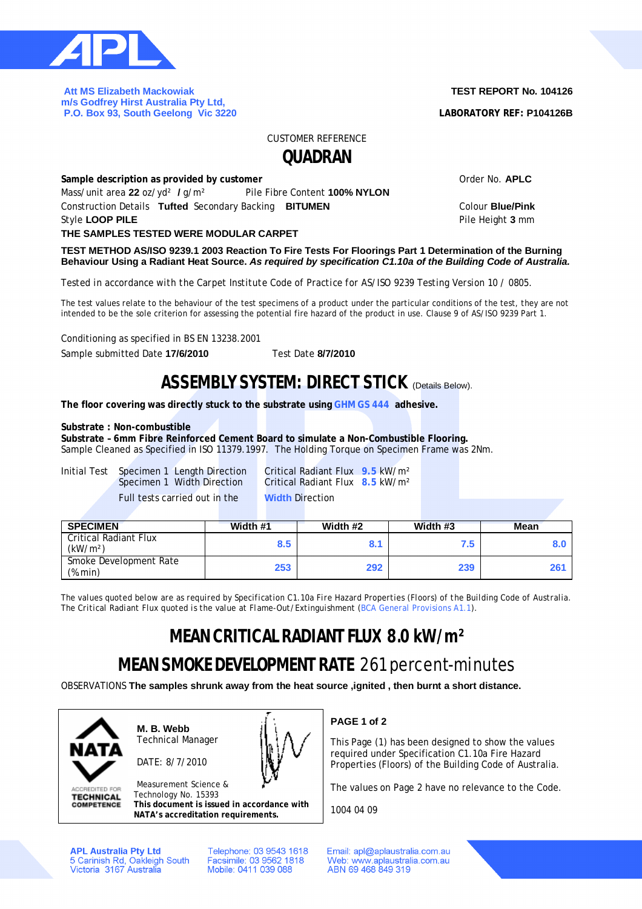Att MS Elizabeth Mackowiak
m/s Godfrey Hirst Australia Pty Ltd,
P.O. Box 93, South Geelong Vic 3220

**TEST REPORT No. 104126**

**LABORATORY REF: P104126B**

CUSTOMER REFERENCE

# QUADRAN

**Sample description as provided by customer**

Order No. **APLC**

Mass/unit area **22** oz/yd² **/** g/m² Pile Fibre Content **100% NYLON**

Construction Details **Tufted** Secondary Backing **BITUMEN**

Colour **Blue/Pink**

Style **LOOP PILE**

Pile Height **3** mm

**THE SAMPLES TESTED WERE MODULAR CARPET**

**TEST METHOD AS/ISO 9239.1 2003 Reaction To Fire Tests For Floorings Part 1 Determination of the Burning Behaviour Using a Radiant Heat Source.** ***As required by specification C1.10a of the Building Code of Australia.***

Tested in accordance with the Carpet Institute Code of Practice for AS/ISO 9239 Testing Version 10 / 0805.

The test values relate to the behaviour of the test specimens of a product under the particular conditions of the test, they are not intended to be the sole criterion for assessing the potential fire hazard of the product in use. Clause 9 of AS/ISO 9239 Part 1.

Conditioning as specified in BS EN 13238.2001

Sample submitted Date **17/6/2010** Test Date **8/7/2010**

## ASSEMBLY SYSTEM: DIRECT STICK (Details Below).

**The floor covering was directly stuck to the substrate using GHM GS 444 adhesive.**

**Substrate : Non-combustible**
**Substrate – 6mm Fibre Reinforced Cement Board to simulate a Non-Combustible Flooring.**
Sample Cleaned as Specified in ISO 11379.1997. The Holding Torque on Specimen Frame was 2Nm.

Initial Test Specimen 1 Length Direction Critical Radiant Flux **9.5** kW/m²
Specimen 1 Width Direction Critical Radiant Flux **8.5** kW/m²

Full tests carried out in the **Width** Direction

| SPECIMEN | Width #1 | Width #2 | Width #3 | Mean |
|---|---|---|---|---|
| Critical Radiant Flux (kW/m²) | 8.5 | 8.1 | 7.5 | 8.0 |
| Smoke Development Rate (%min) | 253 | 292 | 239 | 261 |

The values quoted below are as required by Specification C1.10a Fire Hazard Properties (Floors) of the Building Code of Australia. The Critical Radiant Flux quoted is the value at Flame-Out/Extinguishment (BCA General Provisions A1.1).

## MEAN CRITICAL RADIANT FLUX 8.0 kW/m²

## MEAN SMOKE DEVELOPMENT RATE 261 percent-minutes

OBSERVATIONS **The samples shrunk away from the heat source ,ignited , then burnt a short distance.**

NATA ACCREDITED FOR TECHNICAL COMPETENCE

**M. B. Webb**
Technical Manager

DATE: 8/7/2010

Measurement Science & Technology No. 15393
**This document is issued in accordance with NATA's accreditation requirements.**

**PAGE 1 of 2**

This Page (1) has been designed to show the values required under Specification C1.10a Fire Hazard Properties (Floors) of the Building Code of Australia.

The values on Page 2 have no relevance to the Code.

1004 04 09

APL Australia Pty Ltd
5 Carinish Rd, Oakleigh South
Victoria 3167 Australia

Telephone: 03 9543 1618
Facsimile: 03 9562 1818
Mobile: 0411 039 088

Email: apl@aplaustralia.com.au
Web: www.aplaustralia.com.au
ABN 69 468 849 319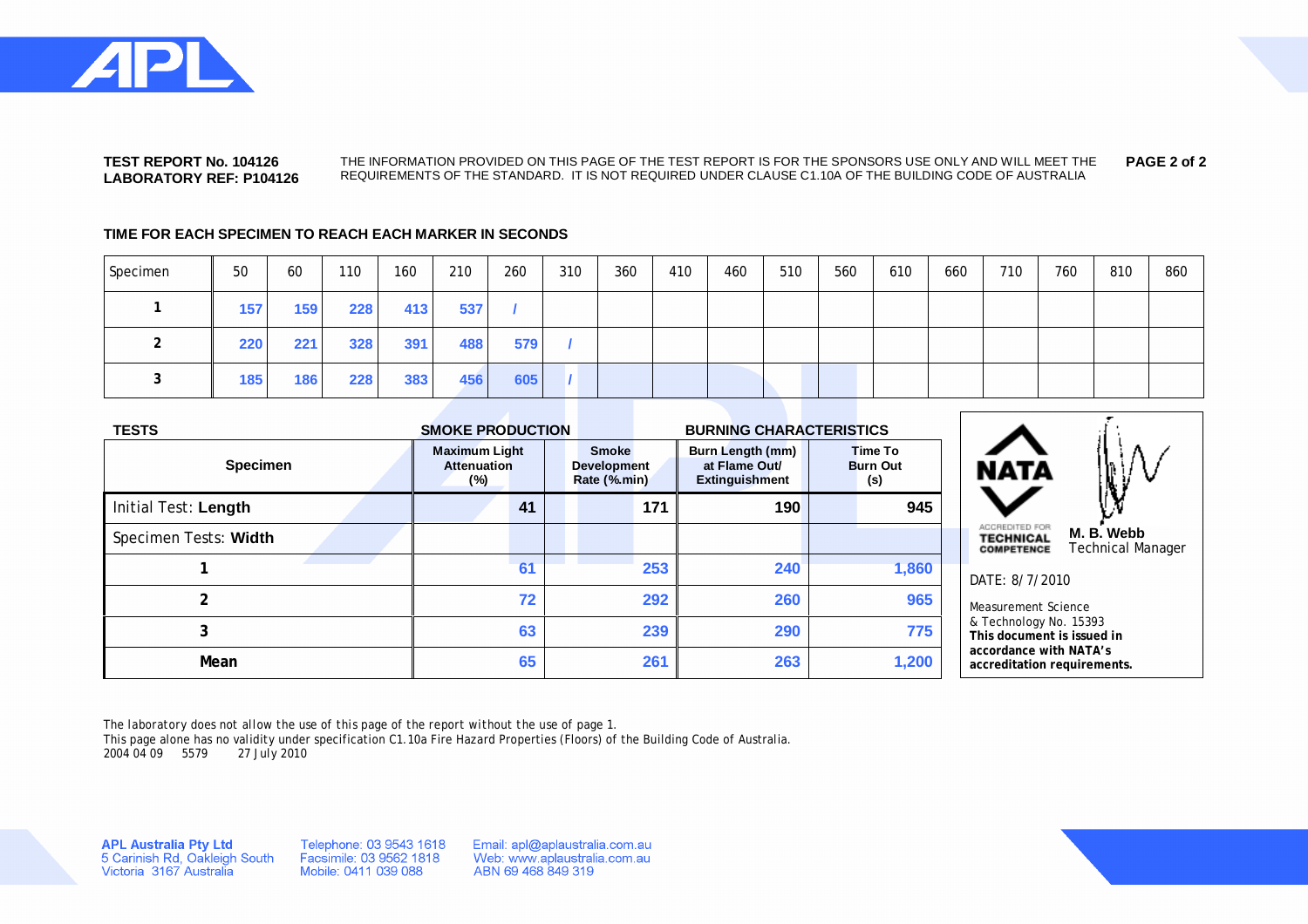**TEST REPORT No. 104126**
**LABORATORY REF: P104126**

THE INFORMATION PROVIDED ON THIS PAGE OF THE TEST REPORT IS FOR THE SPONSORS USE ONLY AND WILL MEET THE REQUIREMENTS OF THE STANDARD. IT IS NOT REQUIRED UNDER CLAUSE C1.10A OF THE BUILDING CODE OF AUSTRALIA

**TIME FOR EACH SPECIMEN TO REACH EACH MARKER IN SECONDS**

| Specimen | 50 | 60 | 110 | 160 | 210 | 260 | 310 | 360 | 410 | 460 | 510 | 560 | 610 | 660 | 710 | 760 | 810 | 860 |
|---|---|---|---|---|---|---|---|---|---|---|---|---|---|---|---|---|---|---|
| **1** | 157 | 159 | 228 | 413 | 537 | / | | | | | | | | | | | | |
| **2** | 220 | 221 | 328 | 391 | 488 | 579 | / | | | | | | | | | | | |
| **3** | 185 | 186 | 228 | 383 | 456 | 605 | / | | | | | | | | | | | |

| TESTS | SMOKE PRODUCTION | | BURNING CHARACTERISTICS | |
|---|---|---|---|---|
| **Specimen** | **Maximum Light Attenuation (%)** | **Smoke Development Rate (%.min)** | **Burn Length (mm) at Flame Out/ Extinguishment** | **Time To Burn Out (s)** |
| Initial Test: **Length** | 41 | 171 | 190 | 945 |
| Specimen Tests: **Width** | | | | |
| **1** | 61 | 253 | 240 | 1,860 |
| **2** | 72 | 292 | 260 | 965 |
| **3** | 63 | 239 | 290 | 775 |
| **Mean** | 65 | 261 | 263 | 1,200 |

NATA
ACCREDITED FOR TECHNICAL COMPETENCE

**M. B. Webb**
Technical Manager

DATE: 8/7/2010

Measurement Science & Technology No. 15393
**This document is issued in accordance with NATA's accreditation requirements.**

The laboratory does not allow the use of this page of the report without the use of page 1.
This page alone has no validity under specification C1.10a Fire Hazard Properties (Floors) of the Building Code of Australia.
2004 04 09 5579 27 July 2010

**APL Australia Pty Ltd**
5 Carinish Rd, Oakleigh South
Victoria 3167 Australia

Telephone: 03 9543 1618
Facsimile: 03 9562 1818
Mobile: 0411 039 088

Email: apl@aplaustralia.com.au
Web: www.aplaustralia.com.au
ABN 69 468 849 319